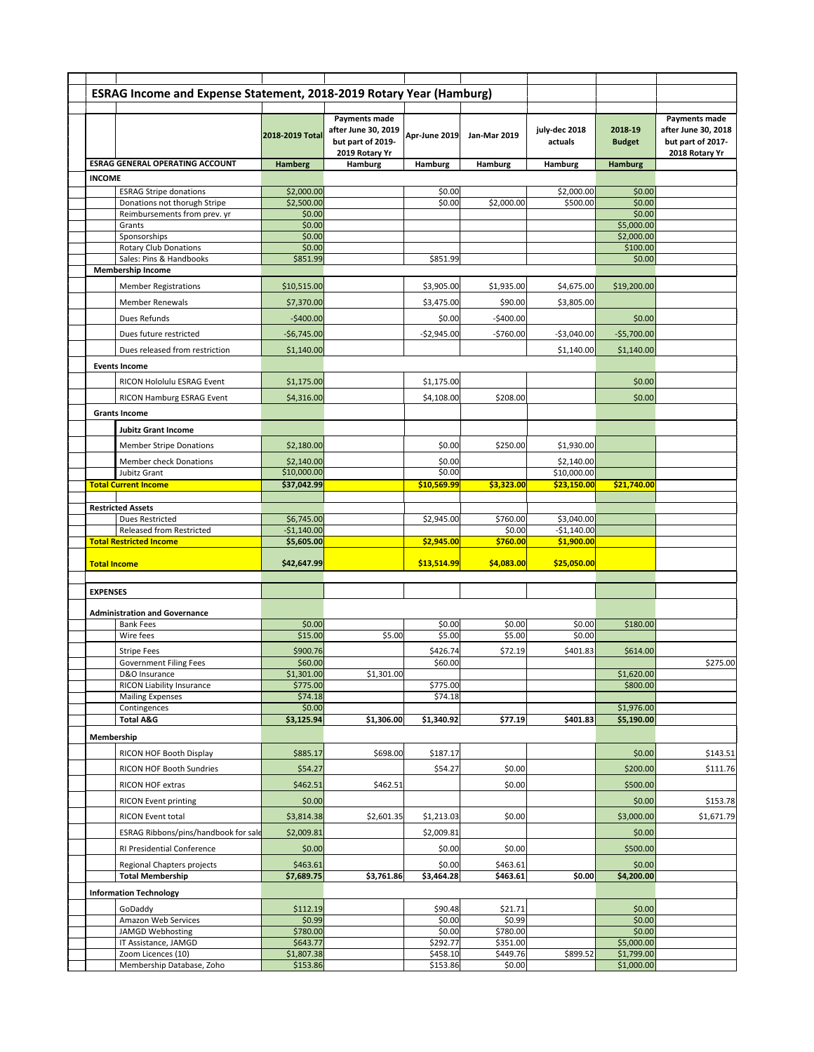## ESRAG Income and Expense Statement, 2018-2019 Rotary Year (Hamburg)

| | 2018-2019 Total | Payments made after June 30, 2019 but part of 2019-2019 Rotary Yr | Apr-June 2019 | Jan-Mar 2019 | july-dec 2018 actuals | 2018-19 Budget | Payments made after June 30, 2018 but part of 2017-2018 Rotary Yr |
|---|---|---|---|---|---|---|---|
| **ESRAG GENERAL OPERATING ACCOUNT** | **Hamberg** | **Hamburg** | **Hamburg** | **Hamburg** | **Hamburg** | **Hamburg** | |
| **INCOME** | | | | | | | |
| ESRAG Stripe donations | $2,000.00 | | $0.00 | | $2,000.00 | $0.00 | |
| Donations not thorugh Stripe | $2,500.00 | | $0.00 | $2,000.00 | $500.00 | $0.00 | |
| Reimbursements from prev. yr | $0.00 | | | | | $0.00 | |
| Grants | $0.00 | | | | | $5,000.00 | |
| Sponsorships | $0.00 | | | | | $2,000.00 | |
| Rotary Club Donations | $0.00 | | | | | $100.00 | |
| Sales: Pins & Handbooks | $851.99 | | $851.99 | | | $0.00 | |
| **Membership Income** | | | | | | | |
| Member Registrations | $10,515.00 | | $3,905.00 | $1,935.00 | $4,675.00 | $19,200.00 | |
| Member Renewals | $7,370.00 | | $3,475.00 | $90.00 | $3,805.00 | | |
| Dues Refunds | -$400.00 | | $0.00 | -$400.00 | | $0.00 | |
| Dues future restricted | -$6,745.00 | | -$2,945.00 | -$760.00 | -$3,040.00 | -$5,700.00 | |
| Dues released from restriction | $1,140.00 | | | | $1,140.00 | $1,140.00 | |
| **Events Income** | | | | | | | |
| RICON Hololulu ESRAG Event | $1,175.00 | | $1,175.00 | | | $0.00 | |
| RICON Hamburg ESRAG Event | $4,316.00 | | $4,108.00 | $208.00 | | $0.00 | |
| **Grants Income** | | | | | | | |
| **Jubitz Grant Income** | | | | | | | |
| Member Stripe Donations | $2,180.00 | | $0.00 | $250.00 | $1,930.00 | | |
| Member check Donations | $2,140.00 | | $0.00 | | $2,140.00 | | |
| Jubitz Grant | $10,000.00 | | $0.00 | | $10,000.00 | | |
| **Total Current Income** | **$37,042.99** | | **$10,569.99** | **$3,323.00** | **$23,150.00** | **$21,740.00** | |
| **Restricted Assets** | | | | | | | |
| Dues Restricted | $6,745.00 | | $2,945.00 | $760.00 | $3,040.00 | | |
| Released from Restricted | -$1,140.00 | | | $0.00 | -$1,140.00 | | |
| **Total Restricted Income** | **$5,605.00** | | **$2,945.00** | **$760.00** | **$1,900.00** | | |
| **Total Income** | **$42,647.99** | | **$13,514.99** | **$4,083.00** | **$25,050.00** | | |
| **EXPENSES** | | | | | | | |
| **Administration and Governance** | | | | | | | |
| Bank Fees | $0.00 | | $0.00 | $0.00 | $0.00 | $180.00 | |
| Wire fees | $15.00 | $5.00 | $5.00 | $5.00 | $0.00 | | |
| Stripe Fees | $900.76 | | $426.74 | $72.19 | $401.83 | $614.00 | |
| Government Filing Fees | $60.00 | | $60.00 | | | | $275.00 |
| D&O Insurance | $1,301.00 | $1,301.00 | | | | $1,620.00 | |
| RICON Liability Insurance | $775.00 | | $775.00 | | | $800.00 | |
| Mailing Expenses | $74.18 | | $74.18 | | | | |
| Contingences | $0.00 | | | | | $1,976.00 | |
| **Total A&G** | **$3,125.94** | **$1,306.00** | **$1,340.92** | **$77.19** | **$401.83** | **$5,190.00** | |
| **Membership** | | | | | | | |
| RICON HOF Booth Display | $885.17 | $698.00 | $187.17 | | | $0.00 | $143.51 |
| RICON HOF Booth Sundries | $54.27 | | $54.27 | $0.00 | | $200.00 | $111.76 |
| RICON HOF extras | $462.51 | $462.51 | | $0.00 | | $500.00 | |
| RICON Event printing | $0.00 | | | | | $0.00 | $153.78 |
| RICON Event total | $3,814.38 | $2,601.35 | $1,213.03 | $0.00 | | $3,000.00 | $1,671.79 |
| ESRAG Ribbons/pins/handbook for sale | $2,009.81 | | $2,009.81 | | | $0.00 | |
| RI Presidential Conference | $0.00 | | $0.00 | $0.00 | | $500.00 | |
| Regional Chapters projects | $463.61 | | $0.00 | $463.61 | | $0.00 | |
| **Total Membership** | **$7,689.75** | **$3,761.86** | **$3,464.28** | **$463.61** | **$0.00** | **$4,200.00** | |
| **Information Technology** | | | | | | | |
| GoDaddy | $112.19 | | $90.48 | $21.71 | | $0.00 | |
| Amazon Web Services | $0.99 | | $0.00 | $0.99 | | $0.00 | |
| JAMGD Webhosting | $780.00 | | $0.00 | $780.00 | | $0.00 | |
| IT Assistance, JAMGD | $643.77 | | $292.77 | $351.00 | | $5,000.00 | |
| Zoom Licences (10) | $1,807.38 | | $458.10 | $449.76 | $899.52 | $1,799.00 | |
| Membership Database, Zoho | $153.86 | | $153.86 | $0.00 | | $1,000.00 | |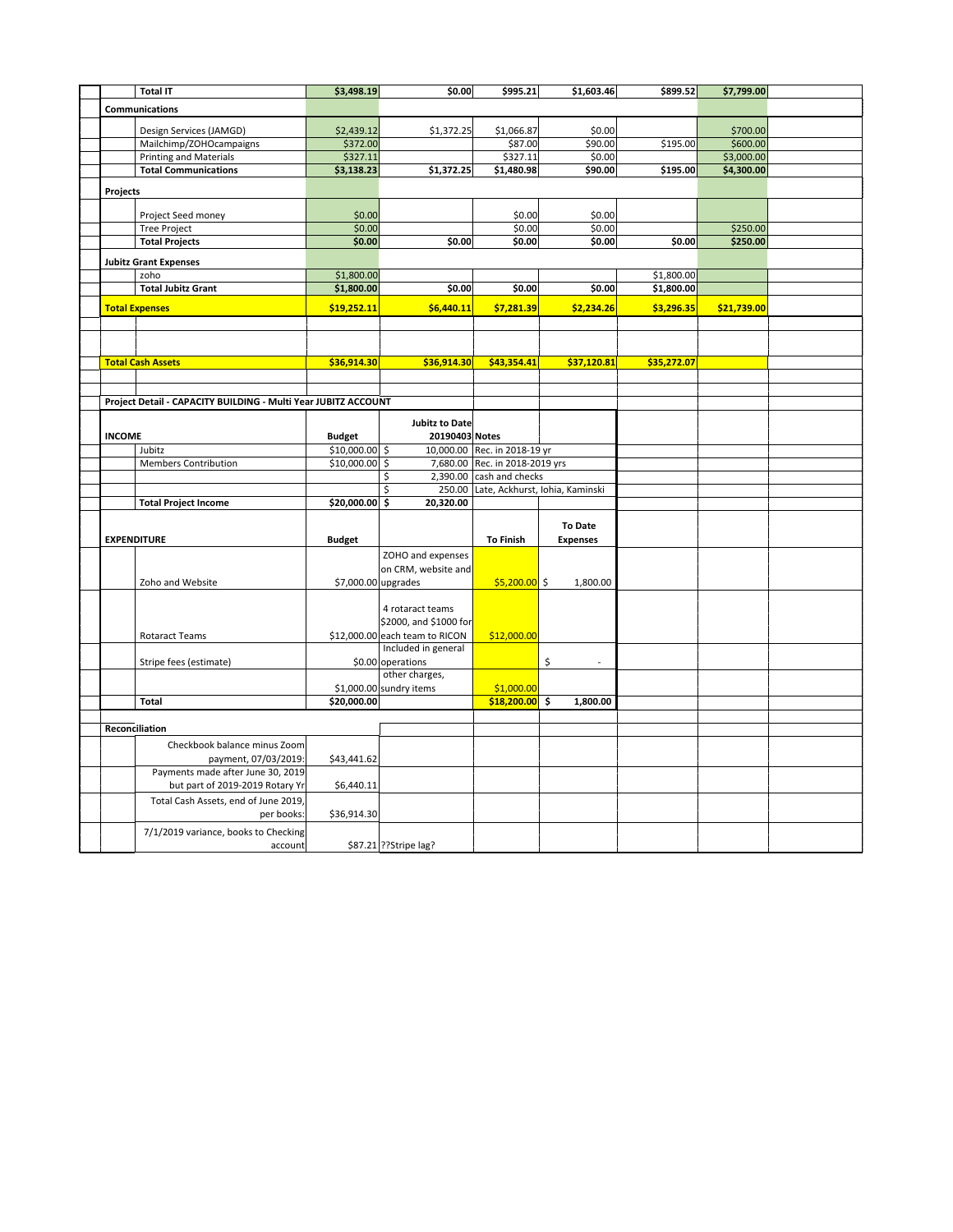| | | | | | | | |
|---|---|---|---|---|---|---|---|
| **Total IT** | **$3,498.19** | **$0.00** | **$995.21** | **$1,603.46** | **$899.52** | **$7,799.00** | |
| **Communications** | | | | | | | |
| Design Services (JAMGD) | $2,439.12 | $1,372.25 | $1,066.87 | $0.00 | | $700.00 | |
| Mailchimp/ZOHOcampaigns | $372.00 | | $87.00 | $90.00 | $195.00 | $600.00 | |
| Printing and Materials | $327.11 | | $327.11 | $0.00 | | $3,000.00 | |
| **Total Communications** | **$3,138.23** | **$1,372.25** | **$1,480.98** | **$90.00** | **$195.00** | **$4,300.00** | |
| **Projects** | | | | | | | |
| Project Seed money | $0.00 | | $0.00 | $0.00 | | | |
| Tree Project | $0.00 | | $0.00 | $0.00 | | $250.00 | |
| **Total Projects** | **$0.00** | **$0.00** | **$0.00** | **$0.00** | **$0.00** | **$250.00** | |
| **Jubitz Grant Expenses** | | | | | | | |
| zoho | $1,800.00 | | | | $1,800.00 | | |
| **Total Jubitz Grant** | **$1,800.00** | **$0.00** | **$0.00** | **$0.00** | **$1,800.00** | | |
| **Total Expenses** | **$19,252.11** | **$6,440.11** | **$7,281.39** | **$2,234.26** | **$3,296.35** | **$21,739.00** | |
| **Total Cash Assets** | **$36,914.30** | **$36,914.30** | **$43,354.41** | **$37,120.81** | **$35,272.07** | | |

**Project Detail - CAPACITY BUILDING - Multi Year JUBITZ ACCOUNT**

| **INCOME** | **Budget** | **Jubitz to Date 20190403** | **Notes** |
|---|---|---|---|
| Jubitz | $10,000.00 | $ 10,000.00 | Rec. in 2018-19 yr |
| Members Contribution | $10,000.00 | $ 7,680.00 | Rec. in 2018-2019 yrs |
| | | $ 2,390.00 | cash and checks |
| | | $ 250.00 | Late, Ackhurst, Iohia, Kaminski |
| **Total Project Income** | **$20,000.00** | **$ 20,320.00** | |

| **EXPENDITURE** | **Budget** | | **To Finish** | **To Date Expenses** |
|---|---|---|---|---|
| Zoho and Website | $7,000.00 | ZOHO and expenses on CRM, website and upgrades | $5,200.00 | $ 1,800.00 |
| Rotaract Teams | $12,000.00 | 4 rotaract teams $2000, and $1000 for each team to RICON | $12,000.00 | |
| Stripe fees (estimate) | $0.00 | Included in general operations | | $ - |
| | $1,000.00 | other charges, sundry items | $1,000.00 | |
| **Total** | **$20,000.00** | | **$18,200.00** | **$ 1,800.00** |

**Reconciliation**

| | | |
|---|---|---|
| Checkbook balance minus Zoom payment, 07/03/2019: | $43,441.62 | |
| Payments made after June 30, 2019 but part of 2019-2019 Rotary Yr | $6,440.11 | |
| Total Cash Assets, end of June 2019, per books: | $36,914.30 | |
| 7/1/2019 variance, books to Checking account | $87.21 | ??Stripe lag? |